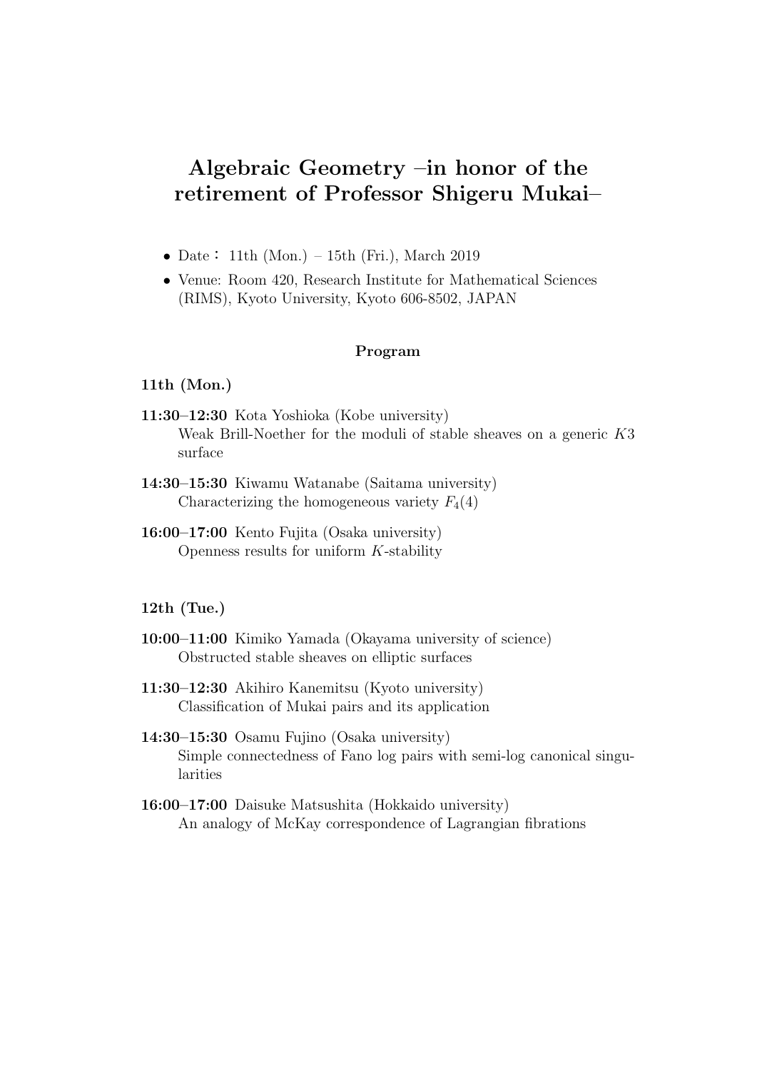# Algebraic Geometry –in honor of the retirement of Professor Shigeru Mukai–

- Date： 11th (Mon.) – 15th (Fri.), March 2019
- Venue: Room 420, Research Institute for Mathematical Sciences (RIMS), Kyoto University, Kyoto 606-8502, JAPAN

## Program

### 11th (Mon.)

**11:30–12:30** Kota Yoshioka (Kobe university)
Weak Brill-Noether for the moduli of stable sheaves on a generic $K3$ surface

**14:30–15:30** Kiwamu Watanabe (Saitama university)
Characterizing the homogeneous variety $F_4(4)$

**16:00–17:00** Kento Fujita (Osaka university)
Openness results for uniform $K$-stability

### 12th (Tue.)

**10:00–11:00** Kimiko Yamada (Okayama university of science)
Obstructed stable sheaves on elliptic surfaces

**11:30–12:30** Akihiro Kanemitsu (Kyoto university)
Classification of Mukai pairs and its application

**14:30–15:30** Osamu Fujino (Osaka university)
Simple connectedness of Fano log pairs with semi-log canonical singularities

**16:00–17:00** Daisuke Matsushita (Hokkaido university)
An analogy of McKay correspondence of Lagrangian fibrations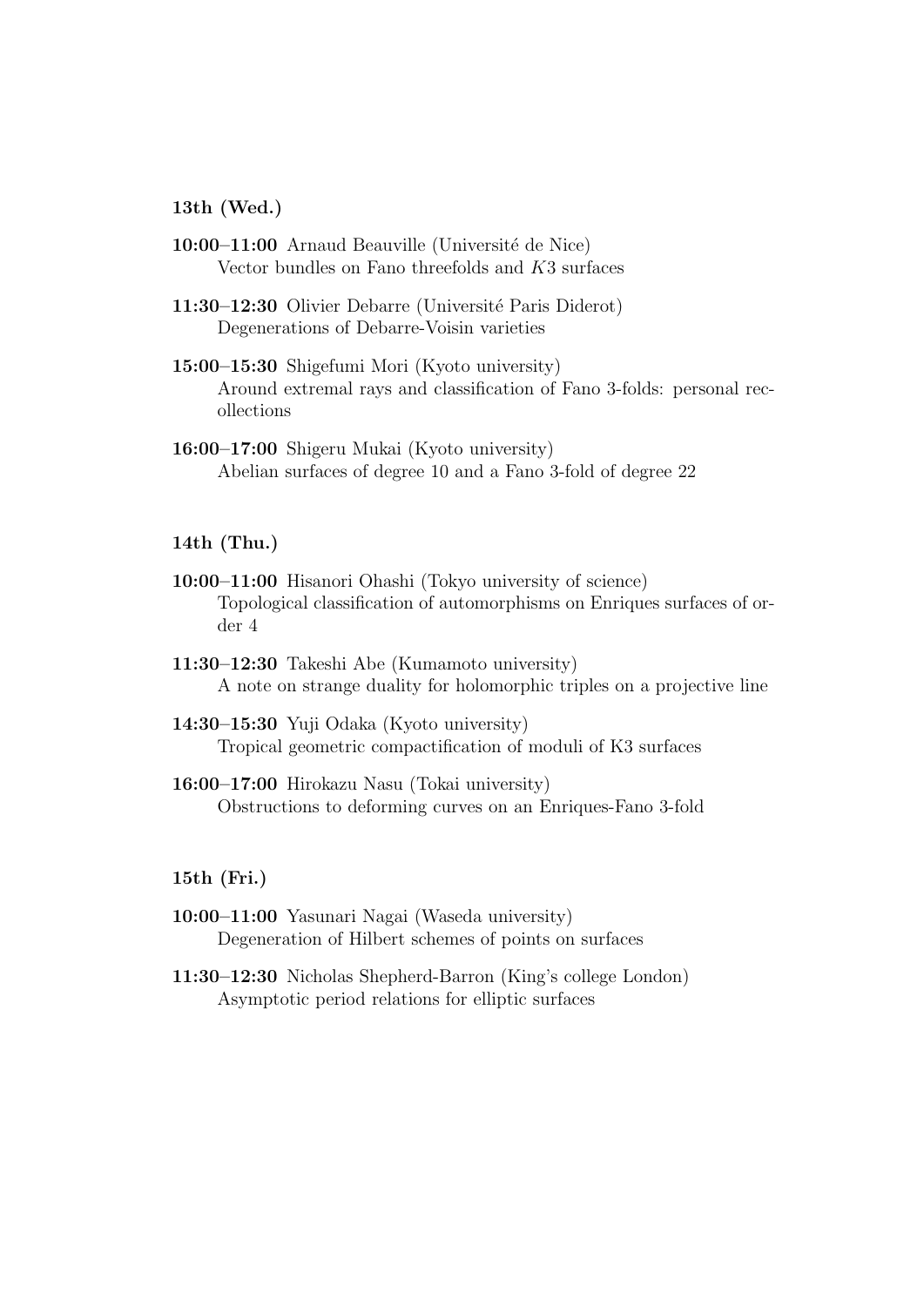### 13th (Wed.)

**10:00–11:00** Arnaud Beauville (Université de Nice)
Vector bundles on Fano threefolds and $K3$ surfaces

**11:30–12:30** Olivier Debarre (Université Paris Diderot)
Degenerations of Debarre-Voisin varieties

**15:00–15:30** Shigefumi Mori (Kyoto university)
Around extremal rays and classification of Fano 3-folds: personal recollections

**16:00–17:00** Shigeru Mukai (Kyoto university)
Abelian surfaces of degree 10 and a Fano 3-fold of degree 22

### 14th (Thu.)

**10:00–11:00** Hisanori Ohashi (Tokyo university of science)
Topological classification of automorphisms on Enriques surfaces of order 4

**11:30–12:30** Takeshi Abe (Kumamoto university)
A note on strange duality for holomorphic triples on a projective line

**14:30–15:30** Yuji Odaka (Kyoto university)
Tropical geometric compactification of moduli of K3 surfaces

**16:00–17:00** Hirokazu Nasu (Tokai university)
Obstructions to deforming curves on an Enriques-Fano 3-fold

### 15th (Fri.)

**10:00–11:00** Yasunari Nagai (Waseda university)
Degeneration of Hilbert schemes of points on surfaces

**11:30–12:30** Nicholas Shepherd-Barron (King's college London)
Asymptotic period relations for elliptic surfaces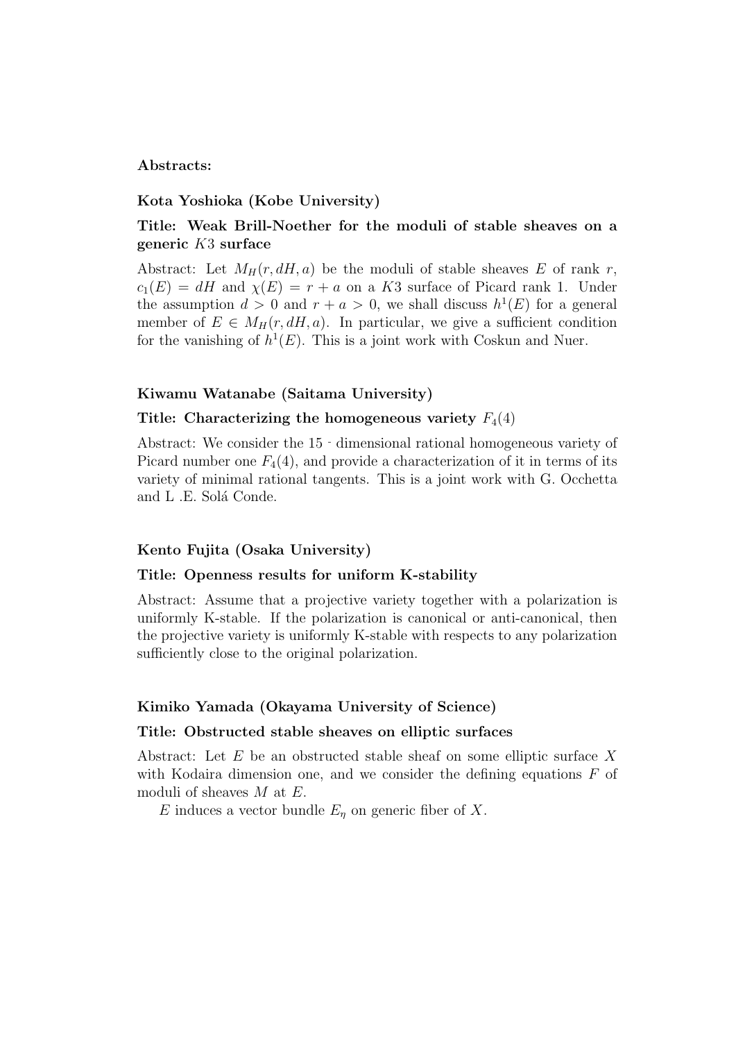**Abstracts:**

**Kota Yoshioka (Kobe University)**

**Title: Weak Brill-Noether for the moduli of stable sheaves on a generic $K3$ surface**

Abstract: Let $M_H(r, dH, a)$ be the moduli of stable sheaves $E$ of rank $r$, $c_1(E) = dH$ and $\chi(E) = r + a$ on a $K3$ surface of Picard rank 1. Under the assumption $d > 0$ and $r + a > 0$, we shall discuss $h^1(E)$ for a general member of $E \in M_H(r, dH, a)$. In particular, we give a sufficient condition for the vanishing of $h^1(E)$. This is a joint work with Coskun and Nuer.

**Kiwamu Watanabe (Saitama University)**

**Title: Characterizing the homogeneous variety $F_4(4)$**

Abstract: We consider the 15 - dimensional rational homogeneous variety of Picard number one $F_4(4)$, and provide a characterization of it in terms of its variety of minimal rational tangents. This is a joint work with G. Occhetta and L .E. Solá Conde.

**Kento Fujita (Osaka University)**

**Title: Openness results for uniform K-stability**

Abstract: Assume that a projective variety together with a polarization is uniformly K-stable. If the polarization is canonical or anti-canonical, then the projective variety is uniformly K-stable with respects to any polarization sufficiently close to the original polarization.

**Kimiko Yamada (Okayama University of Science)**

**Title: Obstructed stable sheaves on elliptic surfaces**

Abstract: Let $E$ be an obstructed stable sheaf on some elliptic surface $X$ with Kodaira dimension one, and we consider the defining equations $F$ of moduli of sheaves $M$ at $E$.

$E$ induces a vector bundle $E_\eta$ on generic fiber of $X$.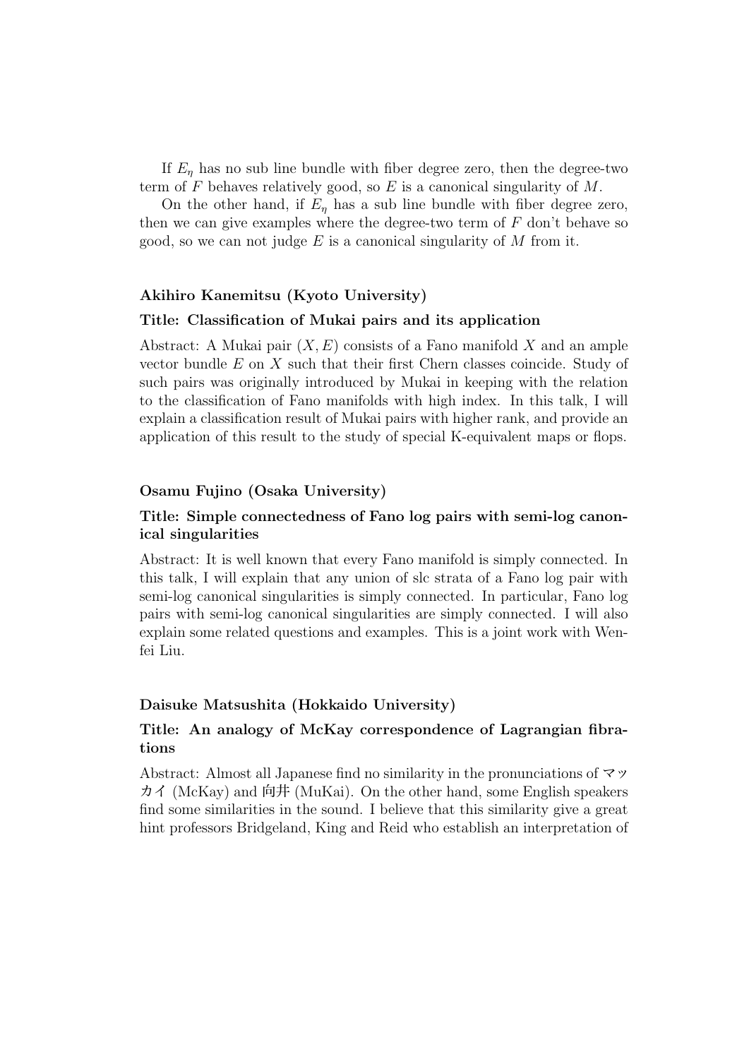If $E_\eta$ has no sub line bundle with fiber degree zero, then the degree-two term of $F$ behaves relatively good, so $E$ is a canonical singularity of $M$.

On the other hand, if $E_\eta$ has a sub line bundle with fiber degree zero, then we can give examples where the degree-two term of $F$ don't behave so good, so we can not judge $E$ is a canonical singularity of $M$ from it.

**Akihiro Kanemitsu (Kyoto University)**

### Title: Classification of Mukai pairs and its application

Abstract: A Mukai pair $(X, E)$ consists of a Fano manifold $X$ and an ample vector bundle $E$ on $X$ such that their first Chern classes coincide. Study of such pairs was originally introduced by Mukai in keeping with the relation to the classification of Fano manifolds with high index. In this talk, I will explain a classification result of Mukai pairs with higher rank, and provide an application of this result to the study of special K-equivalent maps or flops.

**Osamu Fujino (Osaka University)**

### Title: Simple connectedness of Fano log pairs with semi-log canonical singularities

Abstract: It is well known that every Fano manifold is simply connected. In this talk, I will explain that any union of slc strata of a Fano log pair with semi-log canonical singularities is simply connected. In particular, Fano log pairs with semi-log canonical singularities are simply connected. I will also explain some related questions and examples. This is a joint work with Wenfei Liu.

**Daisuke Matsushita (Hokkaido University)**

### Title: An analogy of McKay correspondence of Lagrangian fibrations

Abstract: Almost all Japanese find no similarity in the pronunciations of マッカイ (McKay) and 向井 (MuKai). On the other hand, some English speakers find some similarities in the sound. I believe that this similarity give a great hint professors Bridgeland, King and Reid who establish an interpretation of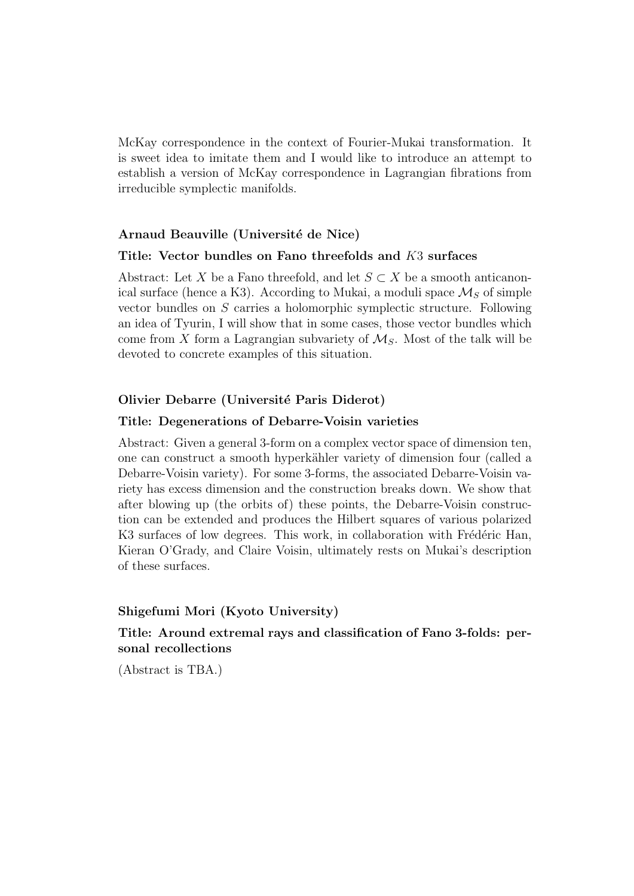McKay correspondence in the context of Fourier-Mukai transformation. It is sweet idea to imitate them and I would like to introduce an attempt to establish a version of McKay correspondence in Lagrangian fibrations from irreducible symplectic manifolds.

#### Arnaud Beauville (Université de Nice)

#### Title: Vector bundles on Fano threefolds and $K3$ surfaces

Abstract: Let $X$ be a Fano threefold, and let $S \subset X$ be a smooth anticanonical surface (hence a K3). According to Mukai, a moduli space $\mathcal{M}_S$ of simple vector bundles on $S$ carries a holomorphic symplectic structure. Following an idea of Tyurin, I will show that in some cases, those vector bundles which come from $X$ form a Lagrangian subvariety of $\mathcal{M}_S$. Most of the talk will be devoted to concrete examples of this situation.

#### Olivier Debarre (Université Paris Diderot)

#### Title: Degenerations of Debarre-Voisin varieties

Abstract: Given a general 3-form on a complex vector space of dimension ten, one can construct a smooth hyperkähler variety of dimension four (called a Debarre-Voisin variety). For some 3-forms, the associated Debarre-Voisin variety has excess dimension and the construction breaks down. We show that after blowing up (the orbits of) these points, the Debarre-Voisin construction can be extended and produces the Hilbert squares of various polarized K3 surfaces of low degrees. This work, in collaboration with Frédéric Han, Kieran O'Grady, and Claire Voisin, ultimately rests on Mukai's description of these surfaces.

#### Shigefumi Mori (Kyoto University)

#### Title: Around extremal rays and classification of Fano 3-folds: personal recollections

(Abstract is TBA.)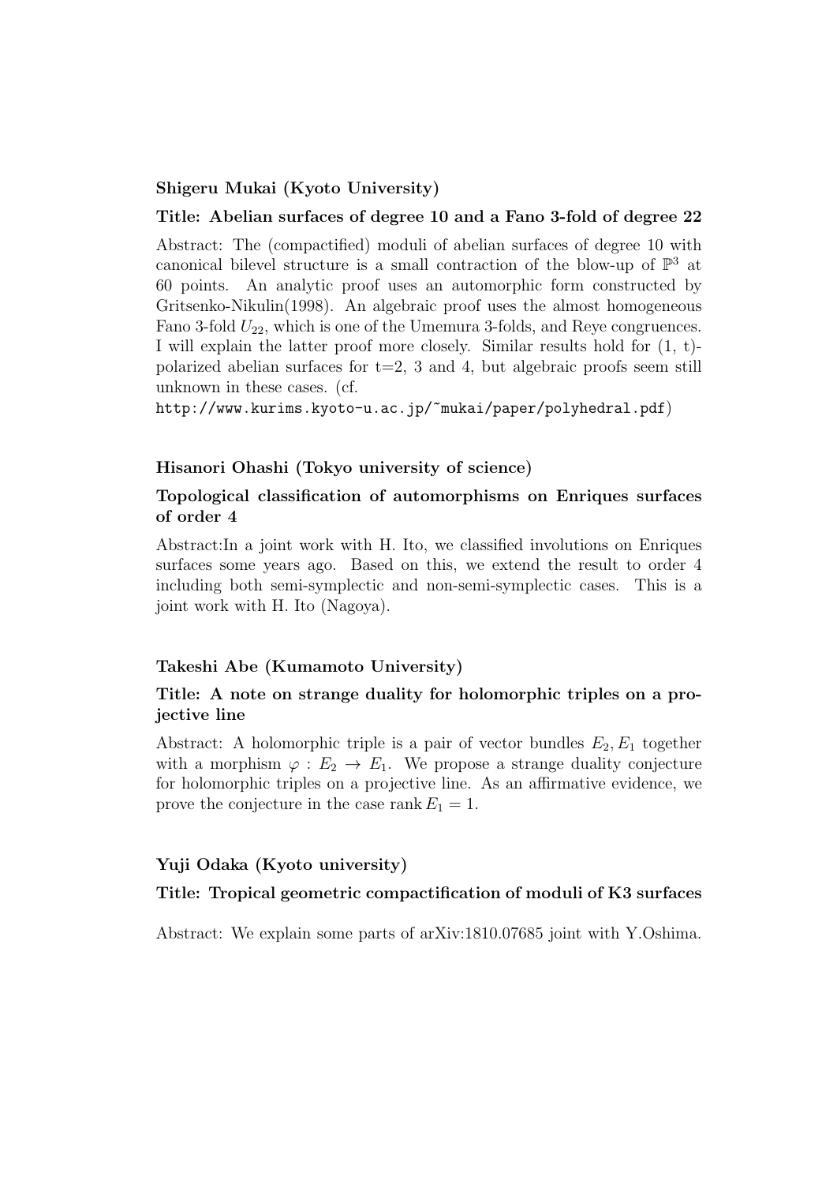**Shigeru Mukai (Kyoto University)**

**Title: Abelian surfaces of degree 10 and a Fano 3-fold of degree 22**

Abstract: The (compactified) moduli of abelian surfaces of degree 10 with canonical bilevel structure is a small contraction of the blow-up of $\mathbb{P}^3$ at 60 points. An analytic proof uses an automorphic form constructed by Gritsenko-Nikulin(1998). An algebraic proof uses the almost homogeneous Fano 3-fold $U_{22}$, which is one of the Umemura 3-folds, and Reye congruences. I will explain the latter proof more closely. Similar results hold for (1, t)-polarized abelian surfaces for t=2, 3 and 4, but algebraic proofs seem still unknown in these cases. (cf. http://www.kurims.kyoto-u.ac.jp/~mukai/paper/polyhedral.pdf)

**Hisanori Ohashi (Tokyo university of science)**

**Topological classification of automorphisms on Enriques surfaces of order 4**

Abstract:In a joint work with H. Ito, we classified involutions on Enriques surfaces some years ago. Based on this, we extend the result to order 4 including both semi-symplectic and non-semi-symplectic cases. This is a joint work with H. Ito (Nagoya).

**Takeshi Abe (Kumamoto University)**

**Title: A note on strange duality for holomorphic triples on a projective line**

Abstract: A holomorphic triple is a pair of vector bundles $E_2, E_1$ together with a morphism $\varphi : E_2 \to E_1$. We propose a strange duality conjecture for holomorphic triples on a projective line. As an affirmative evidence, we prove the conjecture in the case $\operatorname{rank} E_1 = 1$.

**Yuji Odaka (Kyoto university)**

**Title: Tropical geometric compactification of moduli of K3 surfaces**

Abstract: We explain some parts of arXiv:1810.07685 joint with Y.Oshima.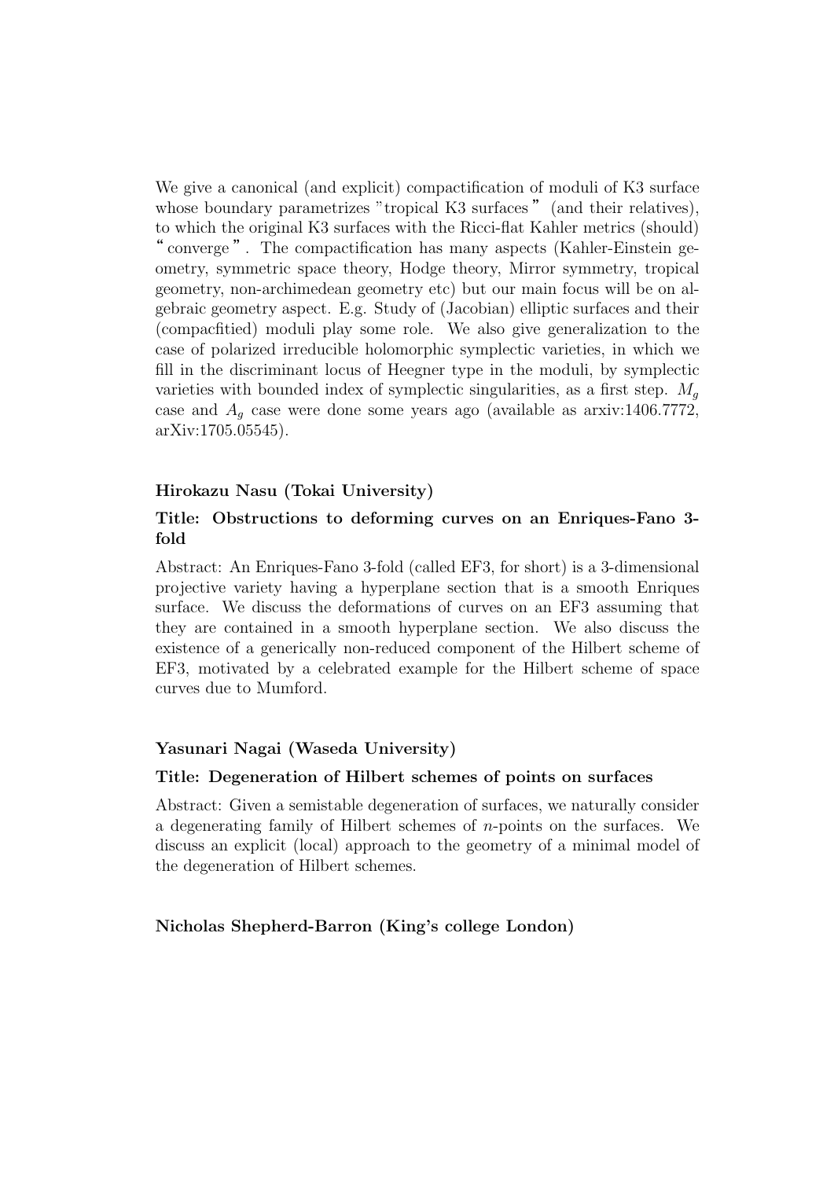We give a canonical (and explicit) compactification of moduli of K3 surface whose boundary parametrizes "tropical K3 surfaces" (and their relatives), to which the original K3 surfaces with the Ricci-flat Kahler metrics (should) "converge". The compactification has many aspects (Kahler-Einstein geometry, symmetric space theory, Hodge theory, Mirror symmetry, tropical geometry, non-archimedean geometry etc) but our main focus will be on algebraic geometry aspect. E.g. Study of (Jacobian) elliptic surfaces and their (compacfitied) moduli play some role. We also give generalization to the case of polarized irreducible holomorphic symplectic varieties, in which we fill in the discriminant locus of Heegner type in the moduli, by symplectic varieties with bounded index of symplectic singularities, as a first step. $M_g$ case and $A_g$ case were done some years ago (available as arxiv:1406.7772, arXiv:1705.05545).

**Hirokazu Nasu (Tokai University)**

**Title: Obstructions to deforming curves on an Enriques-Fano 3-fold**

Abstract: An Enriques-Fano 3-fold (called EF3, for short) is a 3-dimensional projective variety having a hyperplane section that is a smooth Enriques surface. We discuss the deformations of curves on an EF3 assuming that they are contained in a smooth hyperplane section. We also discuss the existence of a generically non-reduced component of the Hilbert scheme of EF3, motivated by a celebrated example for the Hilbert scheme of space curves due to Mumford.

**Yasunari Nagai (Waseda University)**

**Title: Degeneration of Hilbert schemes of points on surfaces**

Abstract: Given a semistable degeneration of surfaces, we naturally consider a degenerating family of Hilbert schemes of $n$-points on the surfaces. We discuss an explicit (local) approach to the geometry of a minimal model of the degeneration of Hilbert schemes.

**Nicholas Shepherd-Barron (King's college London)**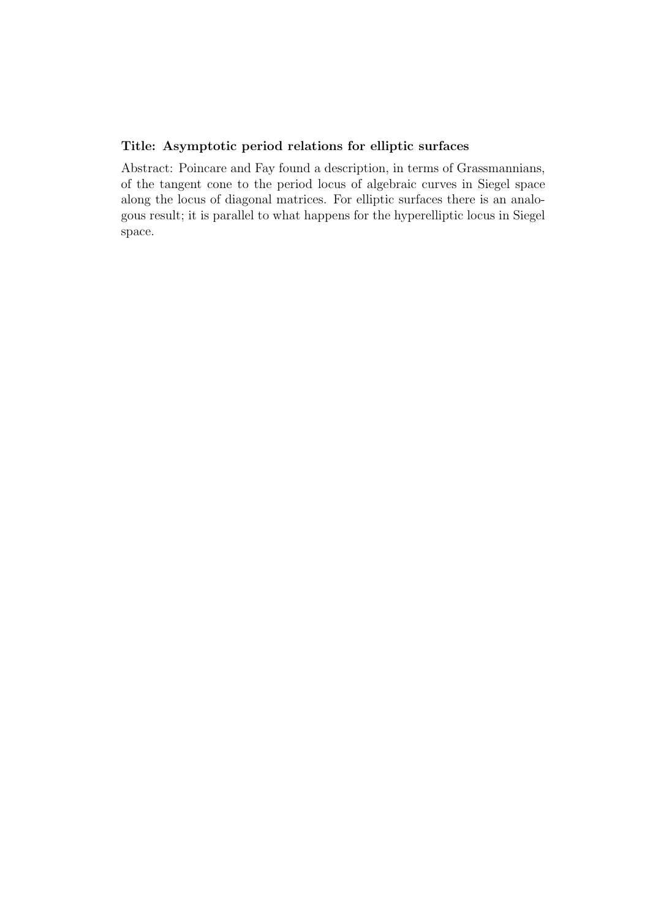**Title: Asymptotic period relations for elliptic surfaces**

Abstract: Poincare and Fay found a description, in terms of Grassmannians, of the tangent cone to the period locus of algebraic curves in Siegel space along the locus of diagonal matrices. For elliptic surfaces there is an analogous result; it is parallel to what happens for the hyperelliptic locus in Siegel space.